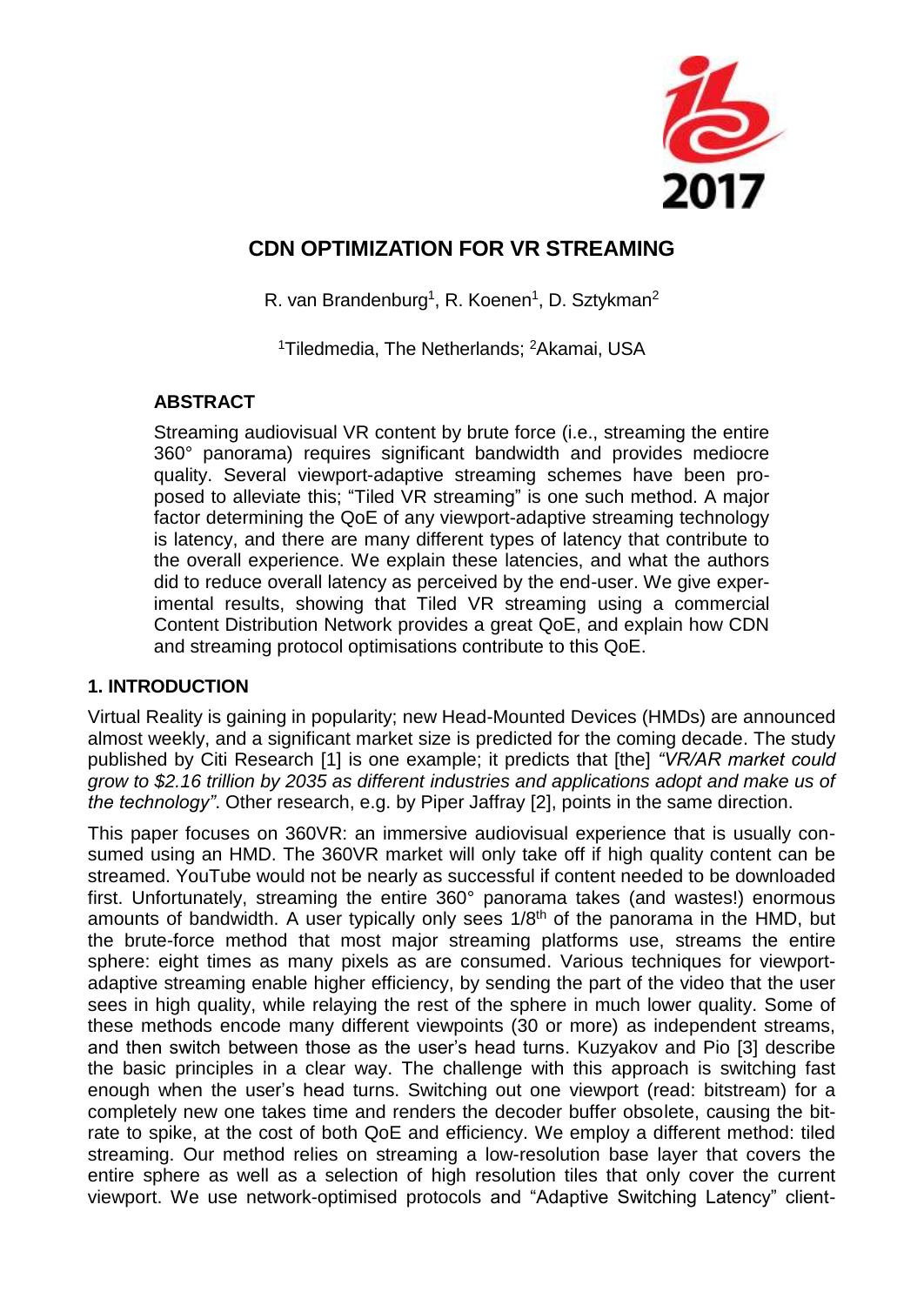# CDN OPTIMIZATION FOR VR STREAMING

R. van Brandenburg[1], R. Koenen[1], D. Sztykman[2]

[1]Tiledmedia, The Netherlands; [2]Akamai, USA

## ABSTRACT

Streaming audiovisual VR content by brute force (i.e., streaming the entire 360° panorama) requires significant bandwidth and provides mediocre quality. Several viewport-adaptive streaming schemes have been proposed to alleviate this; "Tiled VR streaming" is one such method. A major factor determining the QoE of any viewport-adaptive streaming technology is latency, and there are many different types of latency that contribute to the overall experience. We explain these latencies, and what the authors did to reduce overall latency as perceived by the end-user. We give experimental results, showing that Tiled VR streaming using a commercial Content Distribution Network provides a great QoE, and explain how CDN and streaming protocol optimisations contribute to this QoE.

## 1. INTRODUCTION

Virtual Reality is gaining in popularity; new Head-Mounted Devices (HMDs) are announced almost weekly, and a significant market size is predicted for the coming decade. The study published by Citi Research [1] is one example; it predicts that [the] *"VR/AR market could grow to $2.16 trillion by 2035 as different industries and applications adopt and make us of the technology"*. Other research, e.g. by Piper Jaffray [2], points in the same direction.

This paper focuses on 360VR: an immersive audiovisual experience that is usually consumed using an HMD. The 360VR market will only take off if high quality content can be streamed. YouTube would not be nearly as successful if content needed to be downloaded first. Unfortunately, streaming the entire 360° panorama takes (and wastes!) enormous amounts of bandwidth. A user typically only sees 1/8th of the panorama in the HMD, but the brute-force method that most major streaming platforms use, streams the entire sphere: eight times as many pixels as are consumed. Various techniques for viewport-adaptive streaming enable higher efficiency, by sending the part of the video that the user sees in high quality, while relaying the rest of the sphere in much lower quality. Some of these methods encode many different viewpoints (30 or more) as independent streams, and then switch between those as the user's head turns. Kuzyakov and Pio [3] describe the basic principles in a clear way. The challenge with this approach is switching fast enough when the user's head turns. Switching out one viewport (read: bitstream) for a completely new one takes time and renders the decoder buffer obsolete, causing the bitrate to spike, at the cost of both QoE and efficiency. We employ a different method: tiled streaming. Our method relies on streaming a low-resolution base layer that covers the entire sphere as well as a selection of high resolution tiles that only cover the current viewport. We use network-optimised protocols and "Adaptive Switching Latency" client-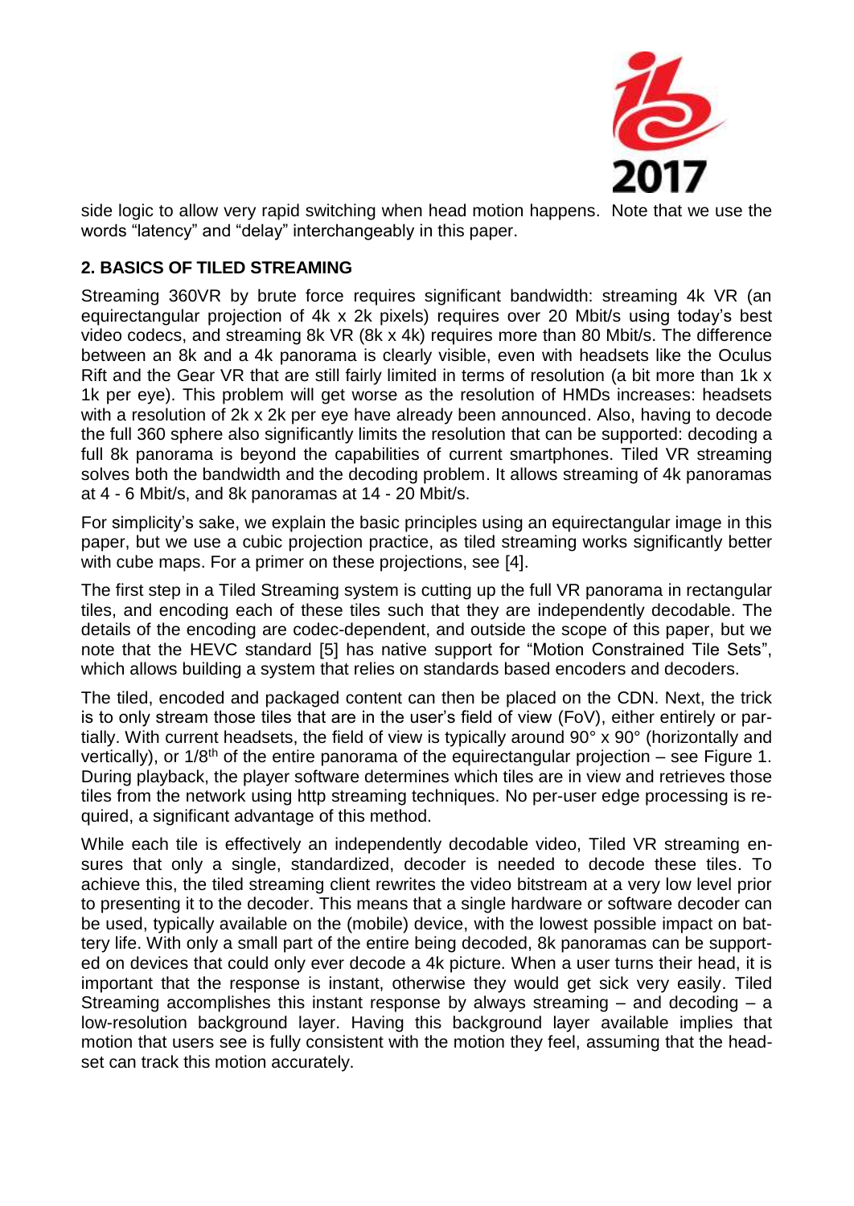side logic to allow very rapid switching when head motion happens. Note that we use the words "latency" and "delay" interchangeably in this paper.

## 2. BASICS OF TILED STREAMING

Streaming 360VR by brute force requires significant bandwidth: streaming 4k VR (an equirectangular projection of 4k x 2k pixels) requires over 20 Mbit/s using today's best video codecs, and streaming 8k VR (8k x 4k) requires more than 80 Mbit/s. The difference between an 8k and a 4k panorama is clearly visible, even with headsets like the Oculus Rift and the Gear VR that are still fairly limited in terms of resolution (a bit more than 1k x 1k per eye). This problem will get worse as the resolution of HMDs increases: headsets with a resolution of 2k x 2k per eye have already been announced. Also, having to decode the full 360 sphere also significantly limits the resolution that can be supported: decoding a full 8k panorama is beyond the capabilities of current smartphones. Tiled VR streaming solves both the bandwidth and the decoding problem. It allows streaming of 4k panoramas at 4 - 6 Mbit/s, and 8k panoramas at 14 - 20 Mbit/s.

For simplicity's sake, we explain the basic principles using an equirectangular image in this paper, but we use a cubic projection practice, as tiled streaming works significantly better with cube maps. For a primer on these projections, see [4].

The first step in a Tiled Streaming system is cutting up the full VR panorama in rectangular tiles, and encoding each of these tiles such that they are independently decodable. The details of the encoding are codec-dependent, and outside the scope of this paper, but we note that the HEVC standard [5] has native support for "Motion Constrained Tile Sets", which allows building a system that relies on standards based encoders and decoders.

The tiled, encoded and packaged content can then be placed on the CDN. Next, the trick is to only stream those tiles that are in the user's field of view (FoV), either entirely or partially. With current headsets, the field of view is typically around 90° x 90° (horizontally and vertically), or 1/8th of the entire panorama of the equirectangular projection – see Figure 1. During playback, the player software determines which tiles are in view and retrieves those tiles from the network using http streaming techniques. No per-user edge processing is required, a significant advantage of this method.

While each tile is effectively an independently decodable video, Tiled VR streaming ensures that only a single, standardized, decoder is needed to decode these tiles. To achieve this, the tiled streaming client rewrites the video bitstream at a very low level prior to presenting it to the decoder. This means that a single hardware or software decoder can be used, typically available on the (mobile) device, with the lowest possible impact on battery life. With only a small part of the entire being decoded, 8k panoramas can be supported on devices that could only ever decode a 4k picture. When a user turns their head, it is important that the response is instant, otherwise they would get sick very easily. Tiled Streaming accomplishes this instant response by always streaming – and decoding – a low-resolution background layer. Having this background layer available implies that motion that users see is fully consistent with the motion they feel, assuming that the headset can track this motion accurately.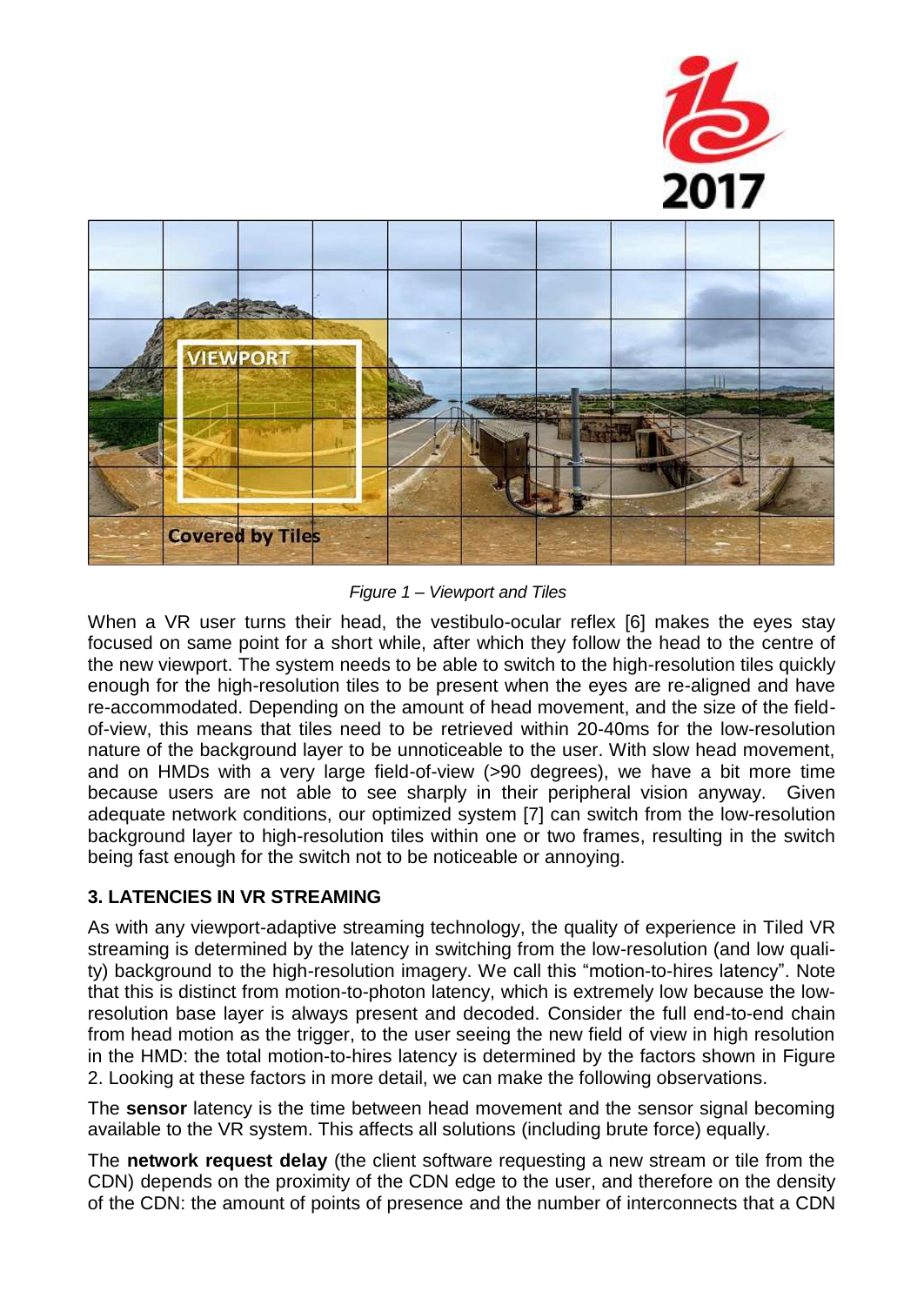VIEWPORT

Covered by Tiles

*Figure 1 – Viewport and Tiles*

When a VR user turns their head, the vestibulo-ocular reflex [6] makes the eyes stay focused on same point for a short while, after which they follow the head to the centre of the new viewport. The system needs to be able to switch to the high-resolution tiles quickly enough for the high-resolution tiles to be present when the eyes are re-aligned and have re-accommodated. Depending on the amount of head movement, and the size of the field-of-view, this means that tiles need to be retrieved within 20-40ms for the low-resolution nature of the background layer to be unnoticeable to the user. With slow head movement, and on HMDs with a very large field-of-view (>90 degrees), we have a bit more time because users are not able to see sharply in their peripheral vision anyway. Given adequate network conditions, our optimized system [7] can switch from the low-resolution background layer to high-resolution tiles within one or two frames, resulting in the switch being fast enough for the switch not to be noticeable or annoying.

## 3. LATENCIES IN VR STREAMING

As with any viewport-adaptive streaming technology, the quality of experience in Tiled VR streaming is determined by the latency in switching from the low-resolution (and low quality) background to the high-resolution imagery. We call this “motion-to-hires latency”. Note that this is distinct from motion-to-photon latency, which is extremely low because the low-resolution base layer is always present and decoded. Consider the full end-to-end chain from head motion as the trigger, to the user seeing the new field of view in high resolution in the HMD: the total motion-to-hires latency is determined by the factors shown in Figure 2. Looking at these factors in more detail, we can make the following observations.

The **sensor** latency is the time between head movement and the sensor signal becoming available to the VR system. This affects all solutions (including brute force) equally.

The **network request delay** (the client software requesting a new stream or tile from the CDN) depends on the proximity of the CDN edge to the user, and therefore on the density of the CDN: the amount of points of presence and the number of interconnects that a CDN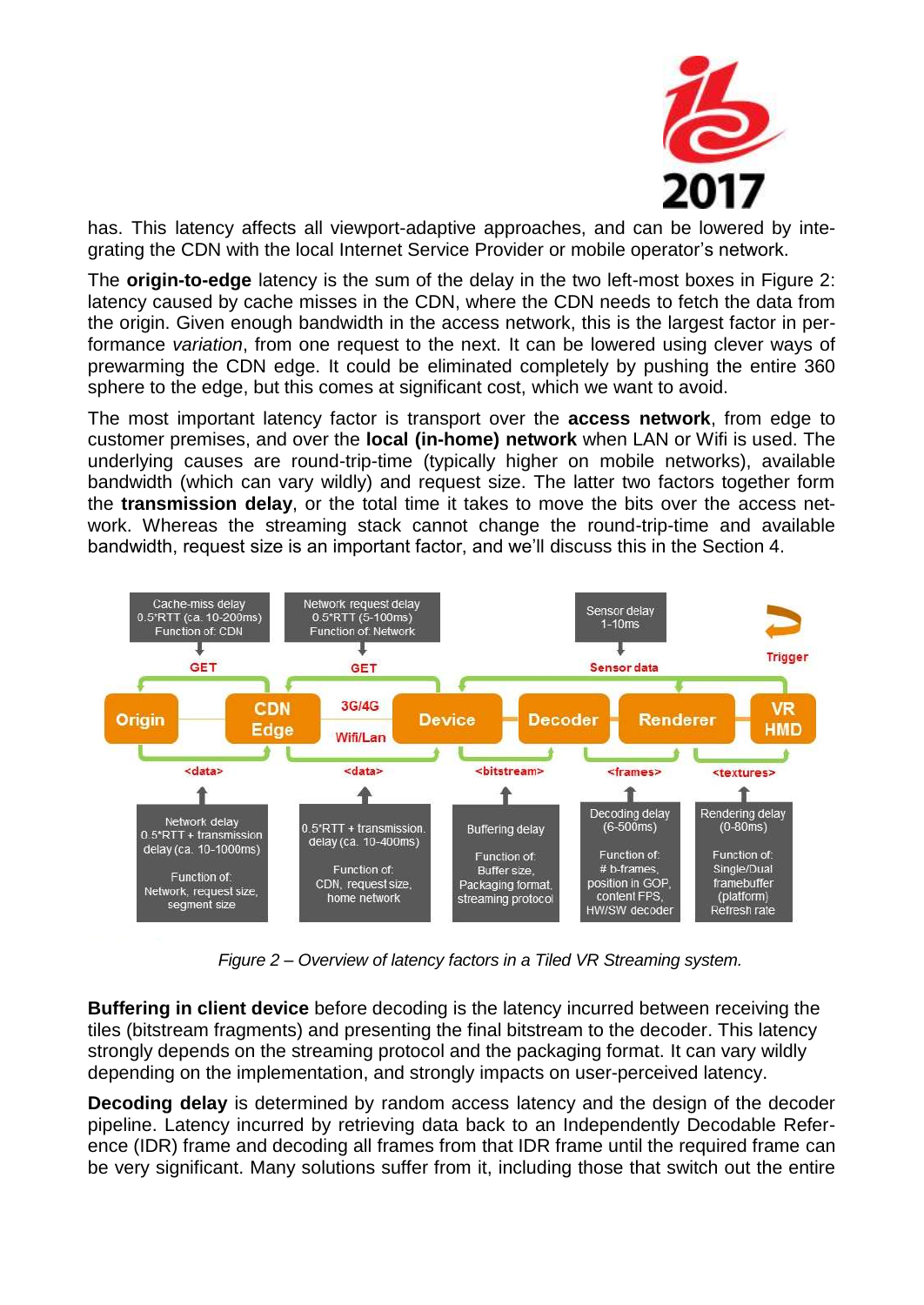has. This latency affects all viewport-adaptive approaches, and can be lowered by integrating the CDN with the local Internet Service Provider or mobile operator's network.

The **origin-to-edge** latency is the sum of the delay in the two left-most boxes in Figure 2: latency caused by cache misses in the CDN, where the CDN needs to fetch the data from the origin. Given enough bandwidth in the access network, this is the largest factor in performance *variation*, from one request to the next. It can be lowered using clever ways of prewarming the CDN edge. It could be eliminated completely by pushing the entire 360 sphere to the edge, but this comes at significant cost, which we want to avoid.

The most important latency factor is transport over the **access network**, from edge to customer premises, and over the **local (in-home) network** when LAN or Wifi is used. The underlying causes are round-trip-time (typically higher on mobile networks), available bandwidth (which can vary wildly) and request size. The latter two factors together form the **transmission delay**, or the total time it takes to move the bits over the access network. Whereas the streaming stack cannot change the round-trip-time and available bandwidth, request size is an important factor, and we'll discuss this in the Section 4.

Cache-miss delay 0.5*RTT (ca. 10-200ms) Function of: CDN
Network request delay 0.5*RTT (5-100ms) Function of: Network
Sensor delay 1-10ms
Trigger
GET
GET
Sensor data
Origin
CDN Edge
3G/4G
Wifi/Lan
Device
Decoder
Renderer
VR HMD
<data>
<data>
<bitstream>
<frames>
<textures>
Network delay 0.5*RTT + transmission delay (ca. 10-1000ms) Function of: Network, request size, segment size
0.5*RTT + transmission. delay (ca. 10-400ms) Function of: CDN, request size, home network
Buffering delay Function of: Buffer size, Packaging format. streaming protocol
Decoding delay (6-500ms) Function of: # b-frames, position in GOP, content FPS, HW/SW decoder
Rendering delay (0-80ms) Function of: Single/Dual framebuffer (platform) Refresh rate

*Figure 2 – Overview of latency factors in a Tiled VR Streaming system.*

**Buffering in client device** before decoding is the latency incurred between receiving the tiles (bitstream fragments) and presenting the final bitstream to the decoder. This latency strongly depends on the streaming protocol and the packaging format. It can vary wildly depending on the implementation, and strongly impacts on user-perceived latency.

**Decoding delay** is determined by random access latency and the design of the decoder pipeline. Latency incurred by retrieving data back to an Independently Decodable Reference (IDR) frame and decoding all frames from that IDR frame until the required frame can be very significant. Many solutions suffer from it, including those that switch out the entire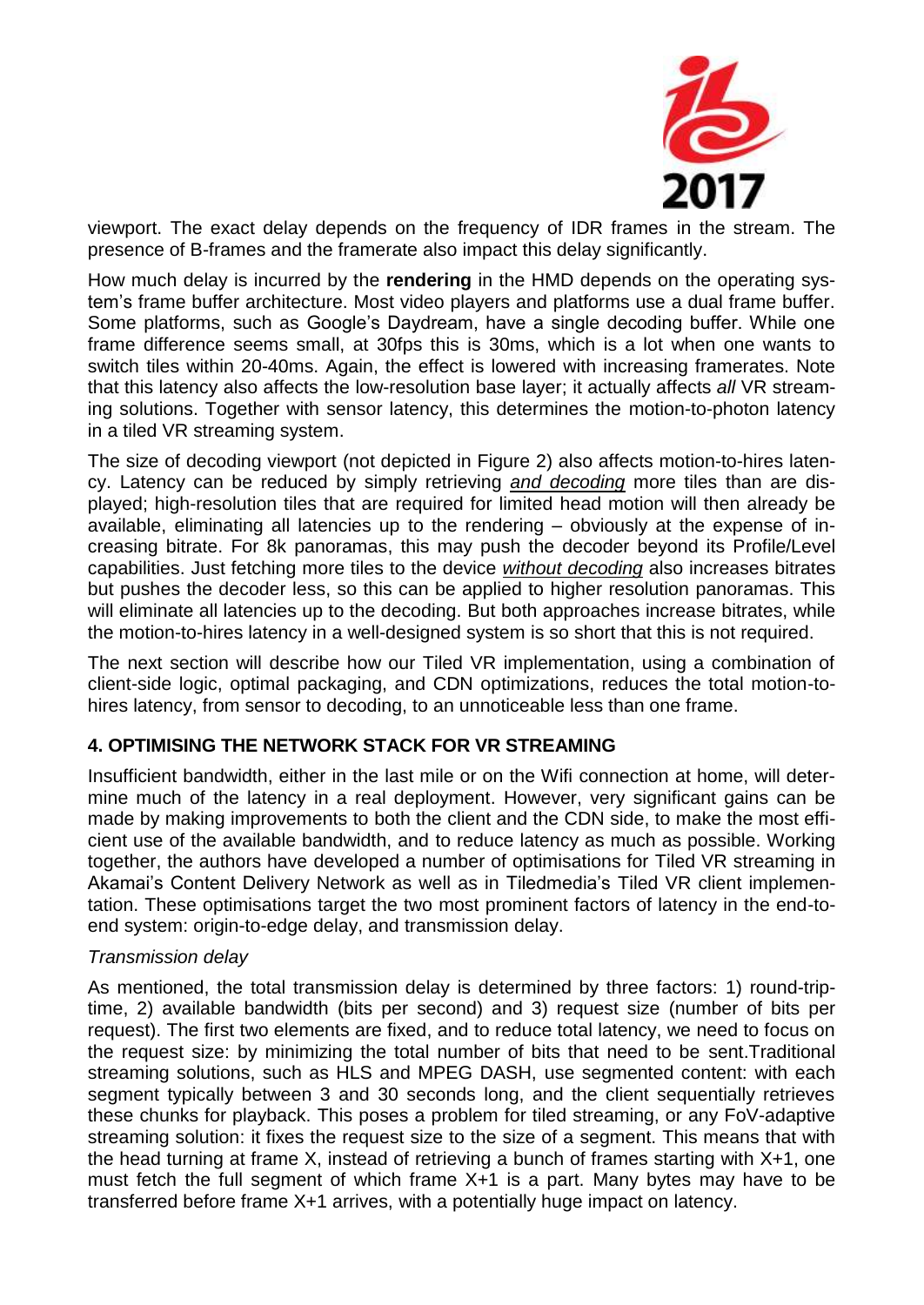viewport. The exact delay depends on the frequency of IDR frames in the stream. The presence of B-frames and the framerate also impact this delay significantly.

How much delay is incurred by the **rendering** in the HMD depends on the operating system's frame buffer architecture. Most video players and platforms use a dual frame buffer. Some platforms, such as Google's Daydream, have a single decoding buffer. While one frame difference seems small, at 30fps this is 30ms, which is a lot when one wants to switch tiles within 20-40ms. Again, the effect is lowered with increasing framerates. Note that this latency also affects the low-resolution base layer; it actually affects *all* VR streaming solutions. Together with sensor latency, this determines the motion-to-photon latency in a tiled VR streaming system.

The size of decoding viewport (not depicted in Figure 2) also affects motion-to-hires latency. Latency can be reduced by simply retrieving ***and decoding*** more tiles than are displayed; high-resolution tiles that are required for limited head motion will then already be available, eliminating all latencies up to the rendering – obviously at the expense of increasing bitrate. For 8k panoramas, this may push the decoder beyond its Profile/Level capabilities. Just fetching more tiles to the device ***without decoding*** also increases bitrates but pushes the decoder less, so this can be applied to higher resolution panoramas. This will eliminate all latencies up to the decoding. But both approaches increase bitrates, while the motion-to-hires latency in a well-designed system is so short that this is not required.

The next section will describe how our Tiled VR implementation, using a combination of client-side logic, optimal packaging, and CDN optimizations, reduces the total motion-to-hires latency, from sensor to decoding, to an unnoticeable less than one frame.

## 4. OPTIMISING THE NETWORK STACK FOR VR STREAMING

Insufficient bandwidth, either in the last mile or on the Wifi connection at home, will determine much of the latency in a real deployment. However, very significant gains can be made by making improvements to both the client and the CDN side, to make the most efficient use of the available bandwidth, and to reduce latency as much as possible. Working together, the authors have developed a number of optimisations for Tiled VR streaming in Akamai's Content Delivery Network as well as in Tiledmedia's Tiled VR client implementation. These optimisations target the two most prominent factors of latency in the end-to-end system: origin-to-edge delay, and transmission delay.

*Transmission delay*

As mentioned, the total transmission delay is determined by three factors: 1) round-trip-time, 2) available bandwidth (bits per second) and 3) request size (number of bits per request). The first two elements are fixed, and to reduce total latency, we need to focus on the request size: by minimizing the total number of bits that need to be sent.Traditional streaming solutions, such as HLS and MPEG DASH, use segmented content: with each segment typically between 3 and 30 seconds long, and the client sequentially retrieves these chunks for playback. This poses a problem for tiled streaming, or any FoV-adaptive streaming solution: it fixes the request size to the size of a segment. This means that with the head turning at frame X, instead of retrieving a bunch of frames starting with X+1, one must fetch the full segment of which frame X+1 is a part. Many bytes may have to be transferred before frame X+1 arrives, with a potentially huge impact on latency.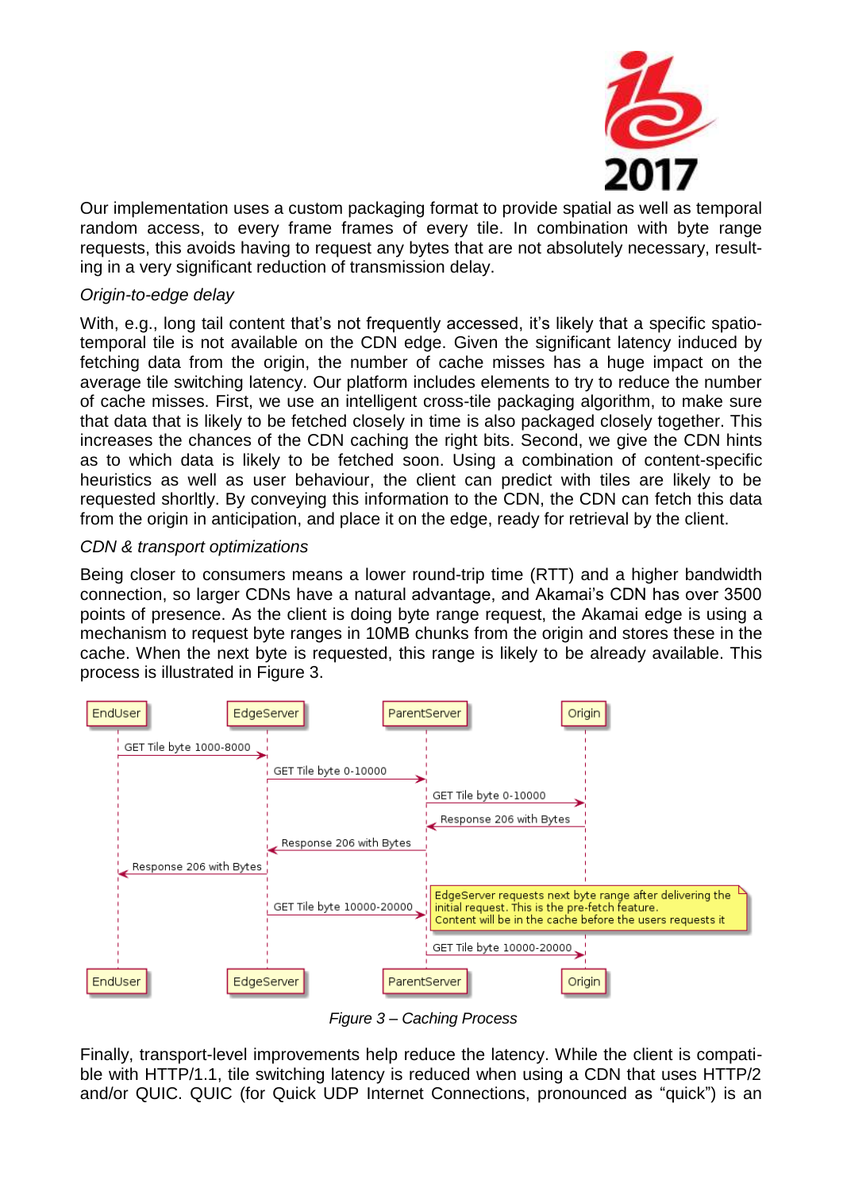Our implementation uses a custom packaging format to provide spatial as well as temporal random access, to every frame frames of every tile. In combination with byte range requests, this avoids having to request any bytes that are not absolutely necessary, resulting in a very significant reduction of transmission delay.

*Origin-to-edge delay*

With, e.g., long tail content that's not frequently accessed, it's likely that a specific spatio-temporal tile is not available on the CDN edge. Given the significant latency induced by fetching data from the origin, the number of cache misses has a huge impact on the average tile switching latency. Our platform includes elements to try to reduce the number of cache misses. First, we use an intelligent cross-tile packaging algorithm, to make sure that data that is likely to be fetched closely in time is also packaged closely together. This increases the chances of the CDN caching the right bits. Second, we give the CDN hints as to which data is likely to be fetched soon. Using a combination of content-specific heuristics as well as user behaviour, the client can predict with tiles are likely to be requested shorltly. By conveying this information to the CDN, the CDN can fetch this data from the origin in anticipation, and place it on the edge, ready for retrieval by the client.

*CDN & transport optimizations*

Being closer to consumers means a lower round-trip time (RTT) and a higher bandwidth connection, so larger CDNs have a natural advantage, and Akamai's CDN has over 3500 points of presence. As the client is doing byte range request, the Akamai edge is using a mechanism to request byte ranges in 10MB chunks from the origin and stores these in the cache. When the next byte is requested, this range is likely to be already available. This process is illustrated in Figure 3.

EndUser
EdgeServer
ParentServer
Origin
GET Tile byte 1000-8000
GET Tile byte 0-10000
GET Tile byte 0-10000
Response 206 with Bytes
Response 206 with Bytes
Response 206 with Bytes
GET Tile byte 10000-20000
EdgeServer requests next byte range after delivering the initial request. This is the pre-fetch feature. Content will be in the cache before the users requests it
GET Tile byte 10000-20000
EndUser
EdgeServer
ParentServer
Origin

*Figure 3 – Caching Process*

Finally, transport-level improvements help reduce the latency. While the client is compatible with HTTP/1.1, tile switching latency is reduced when using a CDN that uses HTTP/2 and/or QUIC. QUIC (for Quick UDP Internet Connections, pronounced as "quick") is an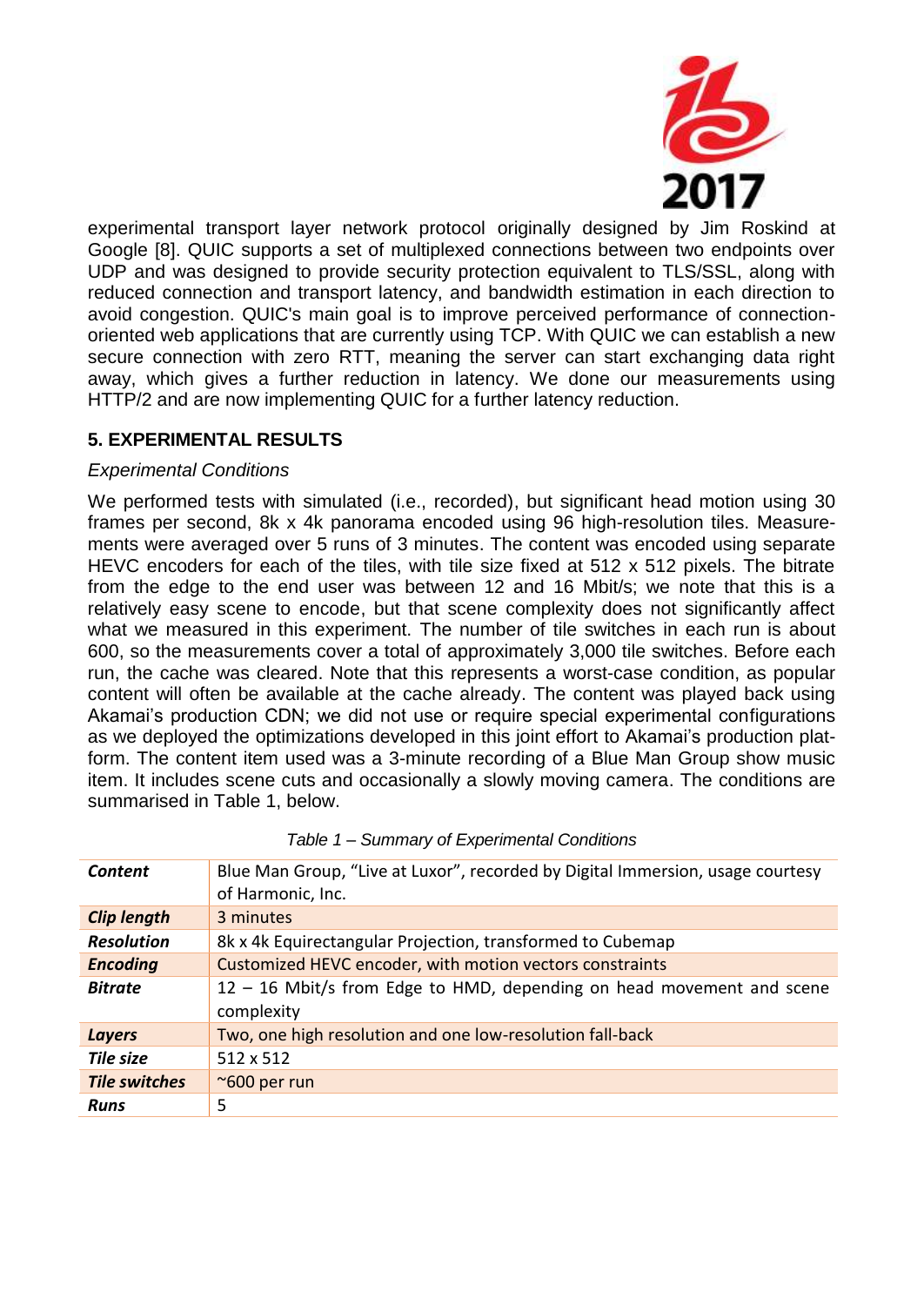experimental transport layer network protocol originally designed by Jim Roskind at Google [8]. QUIC supports a set of multiplexed connections between two endpoints over UDP and was designed to provide security protection equivalent to TLS/SSL, along with reduced connection and transport latency, and bandwidth estimation in each direction to avoid congestion. QUIC's main goal is to improve perceived performance of connection-oriented web applications that are currently using TCP. With QUIC we can establish a new secure connection with zero RTT, meaning the server can start exchanging data right away, which gives a further reduction in latency. We done our measurements using HTTP/2 and are now implementing QUIC for a further latency reduction.

## 5. EXPERIMENTAL RESULTS

### *Experimental Conditions*

We performed tests with simulated (i.e., recorded), but significant head motion using 30 frames per second, 8k x 4k panorama encoded using 96 high-resolution tiles. Measurements were averaged over 5 runs of 3 minutes. The content was encoded using separate HEVC encoders for each of the tiles, with tile size fixed at 512 x 512 pixels. The bitrate from the edge to the end user was between 12 and 16 Mbit/s; we note that this is a relatively easy scene to encode, but that scene complexity does not significantly affect what we measured in this experiment. The number of tile switches in each run is about 600, so the measurements cover a total of approximately 3,000 tile switches. Before each run, the cache was cleared. Note that this represents a worst-case condition, as popular content will often be available at the cache already. The content was played back using Akamai's production CDN; we did not use or require special experimental configurations as we deployed the optimizations developed in this joint effort to Akamai's production platform. The content item used was a 3-minute recording of a Blue Man Group show music item. It includes scene cuts and occasionally a slowly moving camera. The conditions are summarised in Table 1, below.

*Table 1 – Summary of Experimental Conditions*

| | |
|---|---|
| ***Content*** | Blue Man Group, "Live at Luxor", recorded by Digital Immersion, usage courtesy of Harmonic, Inc. |
| ***Clip length*** | 3 minutes |
| ***Resolution*** | 8k x 4k Equirectangular Projection, transformed to Cubemap |
| ***Encoding*** | Customized HEVC encoder, with motion vectors constraints |
| ***Bitrate*** | 12 – 16 Mbit/s from Edge to HMD, depending on head movement and scene complexity |
| ***Layers*** | Two, one high resolution and one low-resolution fall-back |
| ***Tile size*** | 512 x 512 |
| ***Tile switches*** | ~600 per run |
| ***Runs*** | 5 |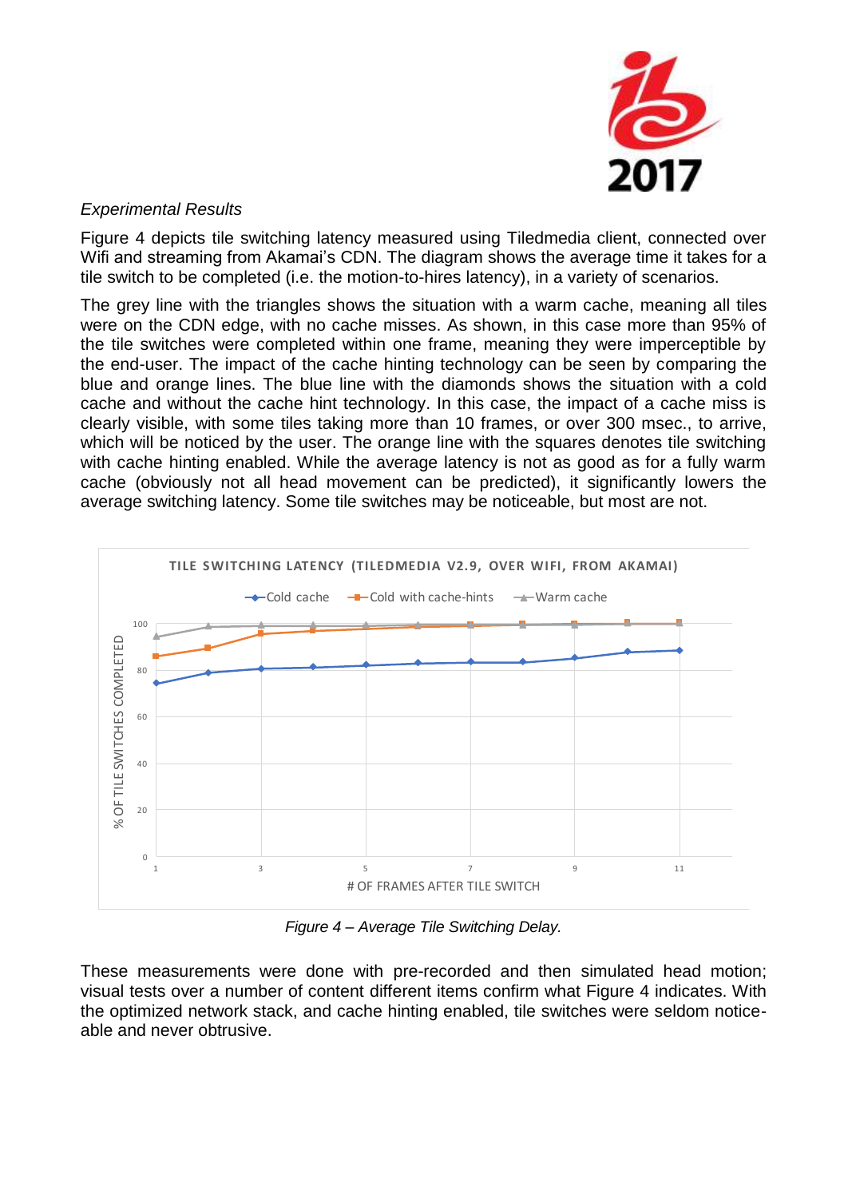*Experimental Results*

Figure 4 depicts tile switching latency measured using Tiledmedia client, connected over Wifi and streaming from Akamai's CDN. The diagram shows the average time it takes for a tile switch to be completed (i.e. the motion-to-hires latency), in a variety of scenarios.

The grey line with the triangles shows the situation with a warm cache, meaning all tiles were on the CDN edge, with no cache misses. As shown, in this case more than 95% of the tile switches were completed within one frame, meaning they were imperceptible by the end-user. The impact of the cache hinting technology can be seen by comparing the blue and orange lines. The blue line with the diamonds shows the situation with a cold cache and without the cache hint technology. In this case, the impact of a cache miss is clearly visible, with some tiles taking more than 10 frames, or over 300 msec., to arrive, which will be noticed by the user. The orange line with the squares denotes tile switching with cache hinting enabled. While the average latency is not as good as for a fully warm cache (obviously not all head movement can be predicted), it significantly lowers the average switching latency. Some tile switches may be noticeable, but most are not.

TILE SWITCHING LATENCY (TILEDMEDIA V2.9, OVER WIFI, FROM AKAMAI)

Cold cache
Cold with cache-hints
Warm cache

% OF TILE SWITCHES COMPLETED

100
80
60
40
20
0

1
3
5
7
9
11

# OF FRAMES AFTER TILE SWITCH

*Figure 4 – Average Tile Switching Delay.*

These measurements were done with pre-recorded and then simulated head motion; visual tests over a number of content different items confirm what Figure 4 indicates. With the optimized network stack, and cache hinting enabled, tile switches were seldom noticeable and never obtrusive.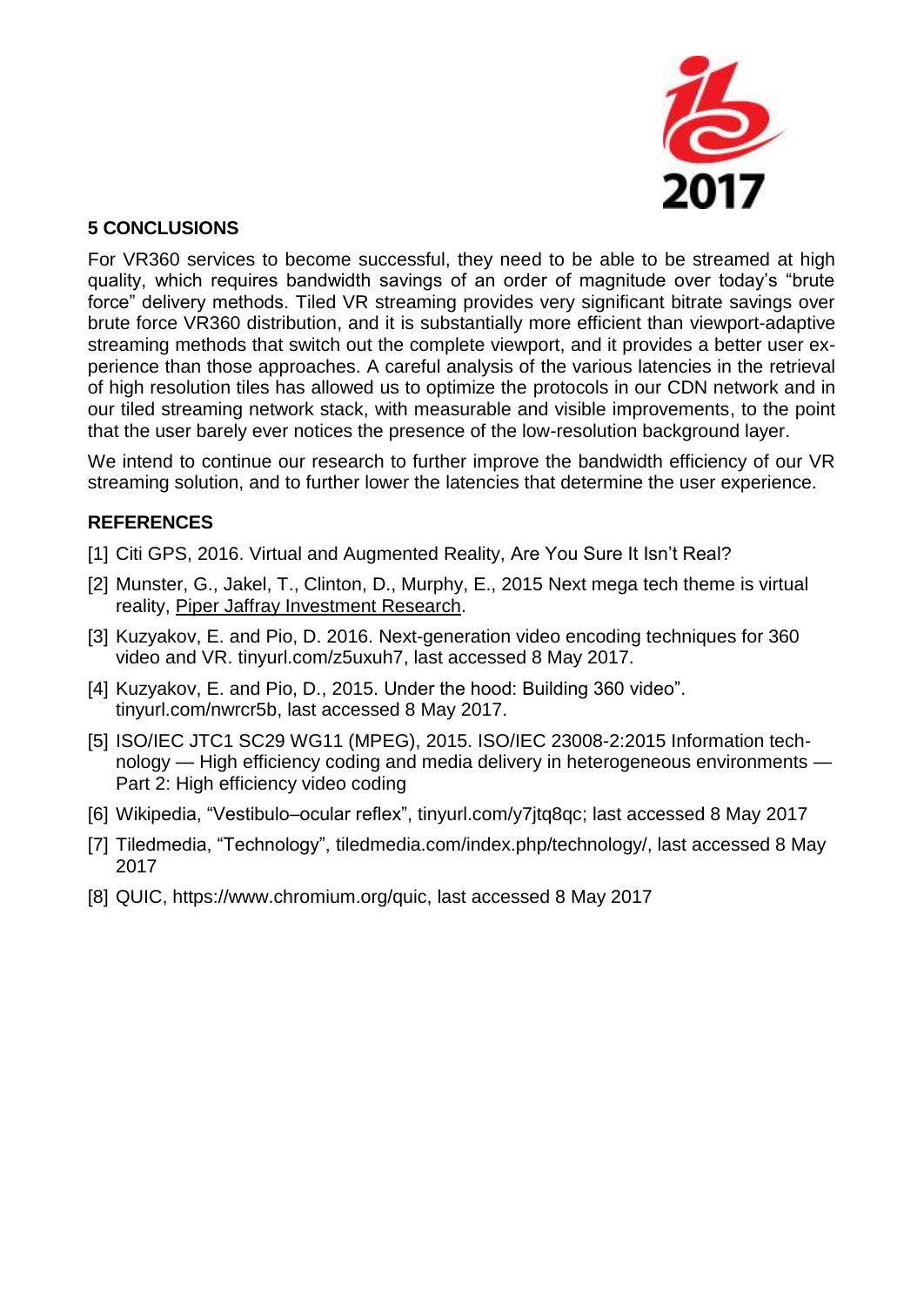## 5 CONCLUSIONS

For VR360 services to become successful, they need to be able to be streamed at high quality, which requires bandwidth savings of an order of magnitude over today's "brute force" delivery methods. Tiled VR streaming provides very significant bitrate savings over brute force VR360 distribution, and it is substantially more efficient than viewport-adaptive streaming methods that switch out the complete viewport, and it provides a better user experience than those approaches. A careful analysis of the various latencies in the retrieval of high resolution tiles has allowed us to optimize the protocols in our CDN network and in our tiled streaming network stack, with measurable and visible improvements, to the point that the user barely ever notices the presence of the low-resolution background layer.

We intend to continue our research to further improve the bandwidth efficiency of our VR streaming solution, and to further lower the latencies that determine the user experience.

## REFERENCES

[1] Citi GPS, 2016. Virtual and Augmented Reality, Are You Sure It Isn't Real?

[2] Munster, G., Jakel, T., Clinton, D., Murphy, E., 2015 Next mega tech theme is virtual reality, Piper Jaffray Investment Research.

[3] Kuzyakov, E. and Pio, D. 2016. Next-generation video encoding techniques for 360 video and VR. tinyurl.com/z5uxuh7, last accessed 8 May 2017.

[4] Kuzyakov, E. and Pio, D., 2015. Under the hood: Building 360 video". tinyurl.com/nwrcr5b, last accessed 8 May 2017.

[5] ISO/IEC JTC1 SC29 WG11 (MPEG), 2015. ISO/IEC 23008-2:2015 Information technology — High efficiency coding and media delivery in heterogeneous environments — Part 2: High efficiency video coding

[6] Wikipedia, "Vestibulo–ocular reflex", tinyurl.com/y7jtq8qc; last accessed 8 May 2017

[7] Tiledmedia, "Technology", tiledmedia.com/index.php/technology/, last accessed 8 May 2017

[8] QUIC, https://www.chromium.org/quic, last accessed 8 May 2017